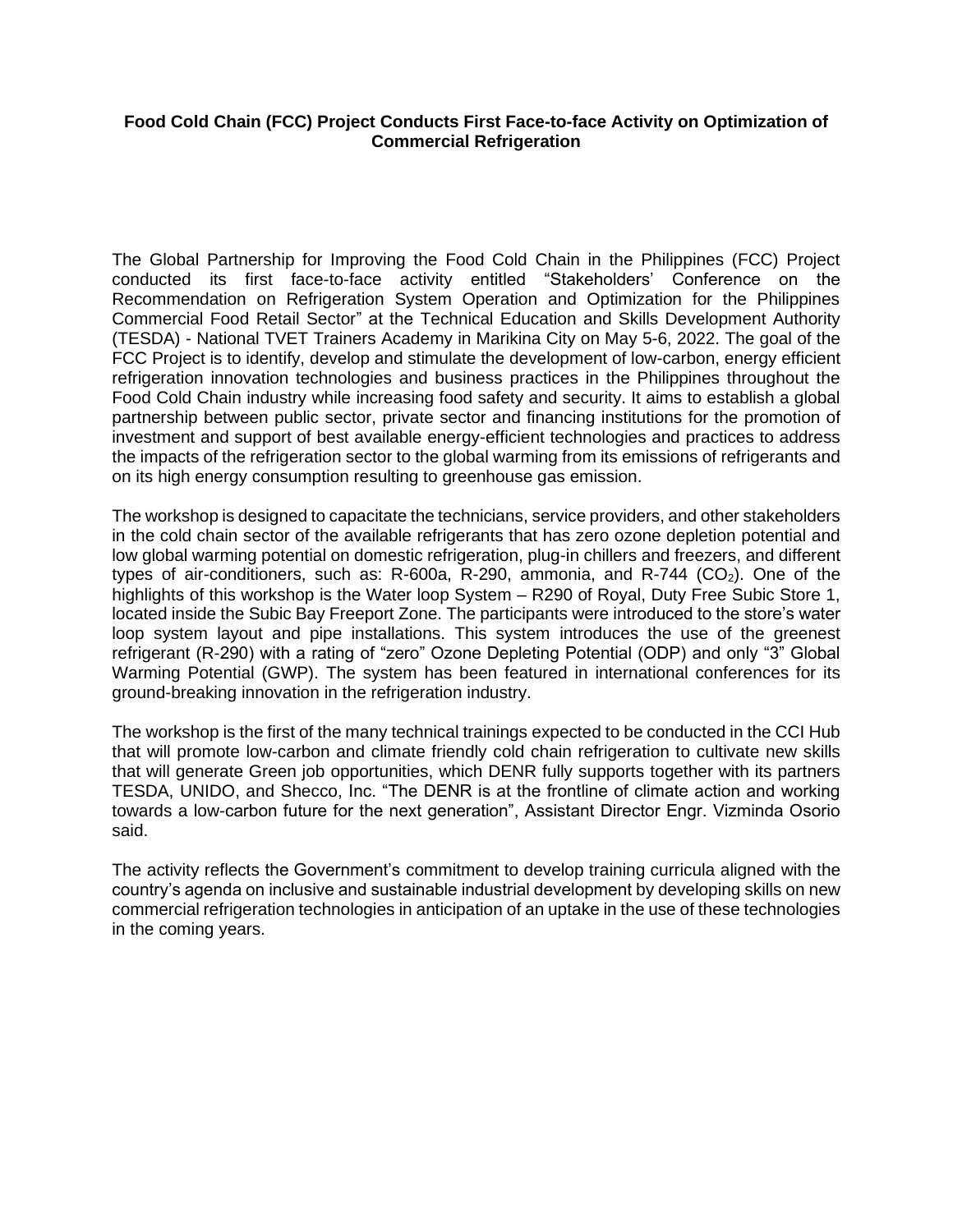**Food Cold Chain (FCC) Project Conducts First Face-to-face Activity on Optimization of Commercial Refrigeration**

The Global Partnership for Improving the Food Cold Chain in the Philippines (FCC) Project conducted its first face-to-face activity entitled "Stakeholders' Conference on the Recommendation on Refrigeration System Operation and Optimization for the Philippines Commercial Food Retail Sector" at the Technical Education and Skills Development Authority (TESDA) - National TVET Trainers Academy in Marikina City on May 5-6, 2022. The goal of the FCC Project is to identify, develop and stimulate the development of low-carbon, energy efficient refrigeration innovation technologies and business practices in the Philippines throughout the Food Cold Chain industry while increasing food safety and security. It aims to establish a global partnership between public sector, private sector and financing institutions for the promotion of investment and support of best available energy-efficient technologies and practices to address the impacts of the refrigeration sector to the global warming from its emissions of refrigerants and on its high energy consumption resulting to greenhouse gas emission.

The workshop is designed to capacitate the technicians, service providers, and other stakeholders in the cold chain sector of the available refrigerants that has zero ozone depletion potential and low global warming potential on domestic refrigeration, plug-in chillers and freezers, and different types of air-conditioners, such as: R-600a, R-290, ammonia, and R-744 ($CO_2$). One of the highlights of this workshop is the Water loop System – R290 of Royal, Duty Free Subic Store 1, located inside the Subic Bay Freeport Zone. The participants were introduced to the store's water loop system layout and pipe installations. This system introduces the use of the greenest refrigerant (R-290) with a rating of "zero" Ozone Depleting Potential (ODP) and only "3" Global Warming Potential (GWP). The system has been featured in international conferences for its ground-breaking innovation in the refrigeration industry.

The workshop is the first of the many technical trainings expected to be conducted in the CCI Hub that will promote low-carbon and climate friendly cold chain refrigeration to cultivate new skills that will generate Green job opportunities, which DENR fully supports together with its partners TESDA, UNIDO, and Shecco, Inc. "The DENR is at the frontline of climate action and working towards a low-carbon future for the next generation", Assistant Director Engr. Vizminda Osorio said.

The activity reflects the Government's commitment to develop training curricula aligned with the country's agenda on inclusive and sustainable industrial development by developing skills on new commercial refrigeration technologies in anticipation of an uptake in the use of these technologies in the coming years.